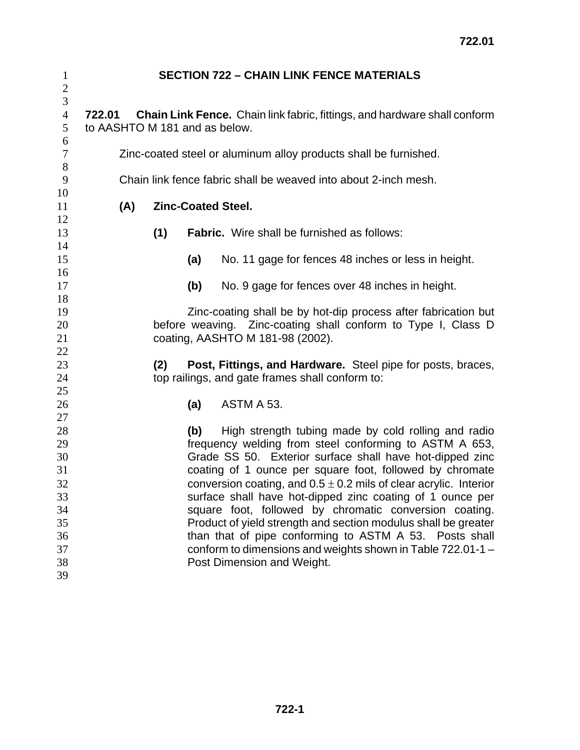# SECTION 722 – CHAIN LINK FENCE MATERIALS

**722.01 Chain Link Fence.** Chain link fabric, fittings, and hardware shall conform to AASHTO M 181 and as below.

Zinc-coated steel or aluminum alloy products shall be furnished.

Chain link fence fabric shall be weaved into about 2-inch mesh.

**(A) Zinc-Coated Steel.**

**(1) Fabric.** Wire shall be furnished as follows:

**(a)** No. 11 gage for fences 48 inches or less in height.

**(b)** No. 9 gage for fences over 48 inches in height.

Zinc-coating shall be by hot-dip process after fabrication but before weaving. Zinc-coating shall conform to Type I, Class D coating, AASHTO M 181-98 (2002).

**(2) Post, Fittings, and Hardware.** Steel pipe for posts, braces, top railings, and gate frames shall conform to:

**(a)** ASTM A 53.

**(b)** High strength tubing made by cold rolling and radio frequency welding from steel conforming to ASTM A 653, Grade SS 50. Exterior surface shall have hot-dipped zinc coating of 1 ounce per square foot, followed by chromate conversion coating, and $0.5 \pm 0.2$ mils of clear acrylic. Interior surface shall have hot-dipped zinc coating of 1 ounce per square foot, followed by chromatic conversion coating. Product of yield strength and section modulus shall be greater than that of pipe conforming to ASTM A 53. Posts shall conform to dimensions and weights shown in Table 722.01-1 – Post Dimension and Weight.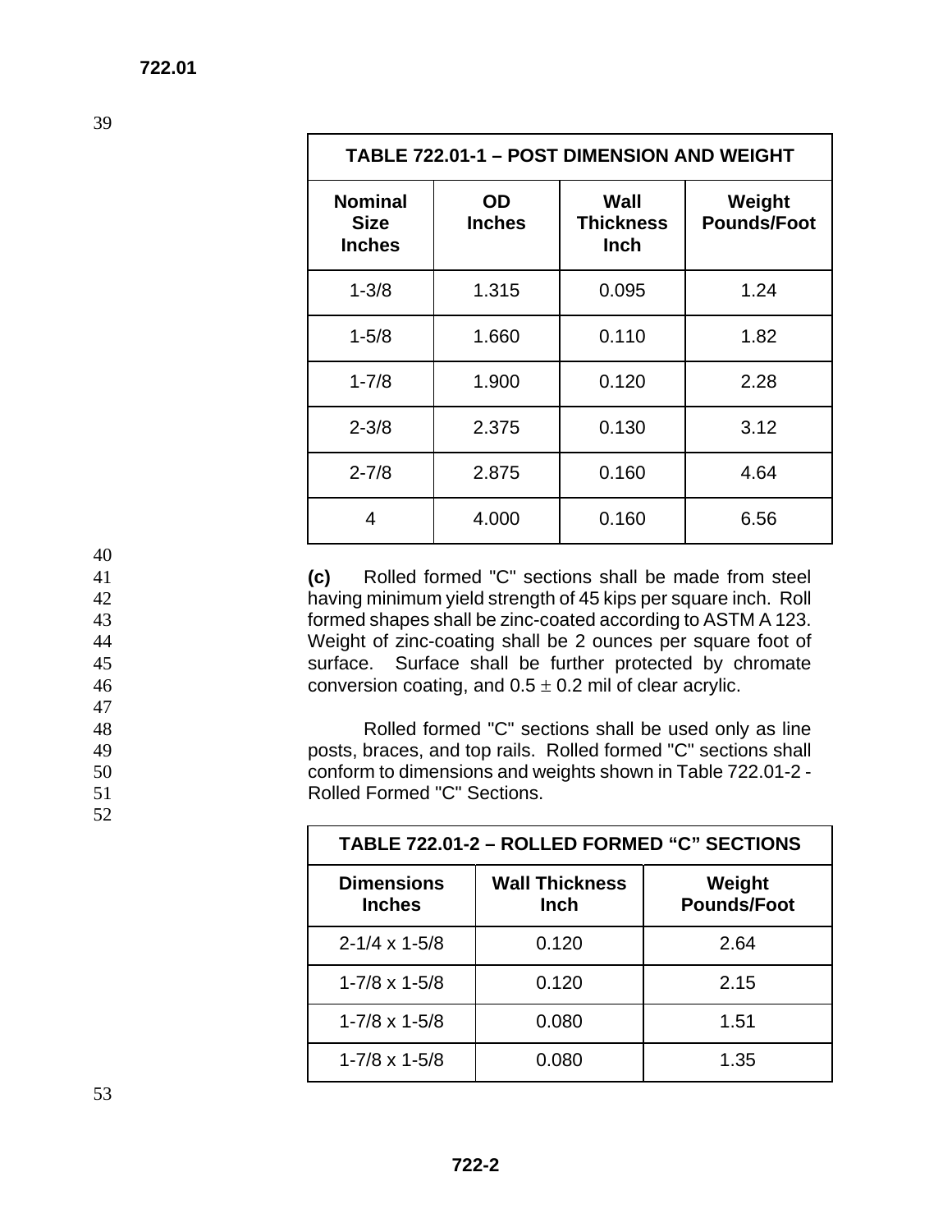| TABLE 722.01-1 – POST DIMENSION AND WEIGHT | | | |
|---|---|---|---|
| **Nominal Size Inches** | **OD Inches** | **Wall Thickness Inch** | **Weight Pounds/Foot** |
| 1-3/8 | 1.315 | 0.095 | 1.24 |
| 1-5/8 | 1.660 | 0.110 | 1.82 |
| 1-7/8 | 1.900 | 0.120 | 2.28 |
| 2-3/8 | 2.375 | 0.130 | 3.12 |
| 2-7/8 | 2.875 | 0.160 | 4.64 |
| 4 | 4.000 | 0.160 | 6.56 |

**(c)** Rolled formed "C" sections shall be made from steel having minimum yield strength of 45 kips per square inch. Roll formed shapes shall be zinc-coated according to ASTM A 123. Weight of zinc-coating shall be 2 ounces per square foot of surface. Surface shall be further protected by chromate conversion coating, and $0.5 \pm 0.2$ mil of clear acrylic.

Rolled formed "C" sections shall be used only as line posts, braces, and top rails. Rolled formed "C" sections shall conform to dimensions and weights shown in Table 722.01-2 - Rolled Formed "C" Sections.

| TABLE 722.01-2 – ROLLED FORMED "C" SECTIONS | | |
|---|---|---|
| **Dimensions Inches** | **Wall Thickness Inch** | **Weight Pounds/Foot** |
| 2-1/4 x 1-5/8 | 0.120 | 2.64 |
| 1-7/8 x 1-5/8 | 0.120 | 2.15 |
| 1-7/8 x 1-5/8 | 0.080 | 1.51 |
| 1-7/8 x 1-5/8 | 0.080 | 1.35 |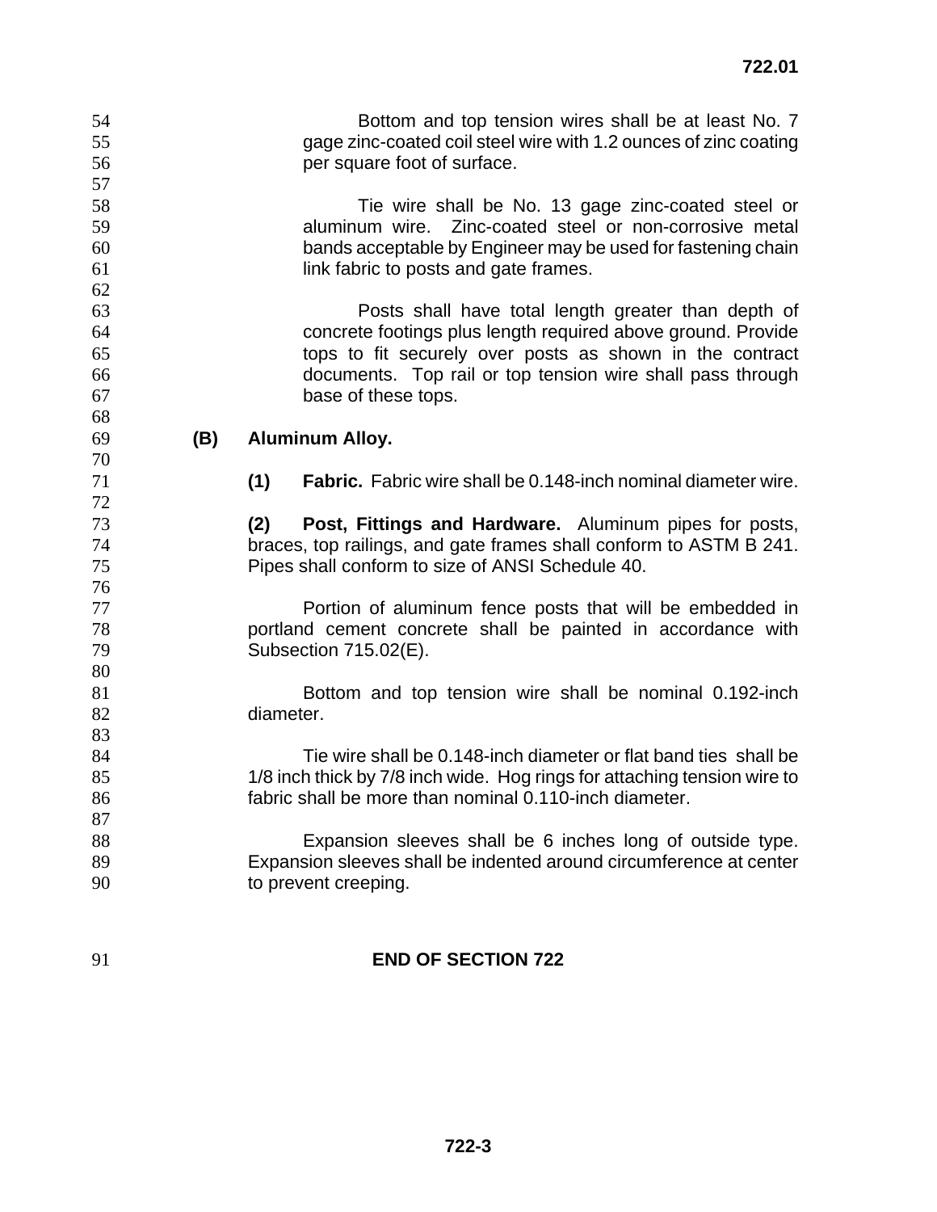Bottom and top tension wires shall be at least No. 7 gage zinc-coated coil steel wire with 1.2 ounces of zinc coating per square foot of surface.

Tie wire shall be No. 13 gage zinc-coated steel or aluminum wire. Zinc-coated steel or non-corrosive metal bands acceptable by Engineer may be used for fastening chain link fabric to posts and gate frames.

Posts shall have total length greater than depth of concrete footings plus length required above ground. Provide tops to fit securely over posts as shown in the contract documents. Top rail or top tension wire shall pass through base of these tops.

**(B) Aluminum Alloy.**

**(1) Fabric.** Fabric wire shall be 0.148-inch nominal diameter wire.

**(2) Post, Fittings and Hardware.** Aluminum pipes for posts, braces, top railings, and gate frames shall conform to ASTM B 241. Pipes shall conform to size of ANSI Schedule 40.

Portion of aluminum fence posts that will be embedded in portland cement concrete shall be painted in accordance with Subsection 715.02(E).

Bottom and top tension wire shall be nominal 0.192-inch diameter.

Tie wire shall be 0.148-inch diameter or flat band ties shall be 1/8 inch thick by 7/8 inch wide. Hog rings for attaching tension wire to fabric shall be more than nominal 0.110-inch diameter.

Expansion sleeves shall be 6 inches long of outside type. Expansion sleeves shall be indented around circumference at center to prevent creeping.

**END OF SECTION 722**